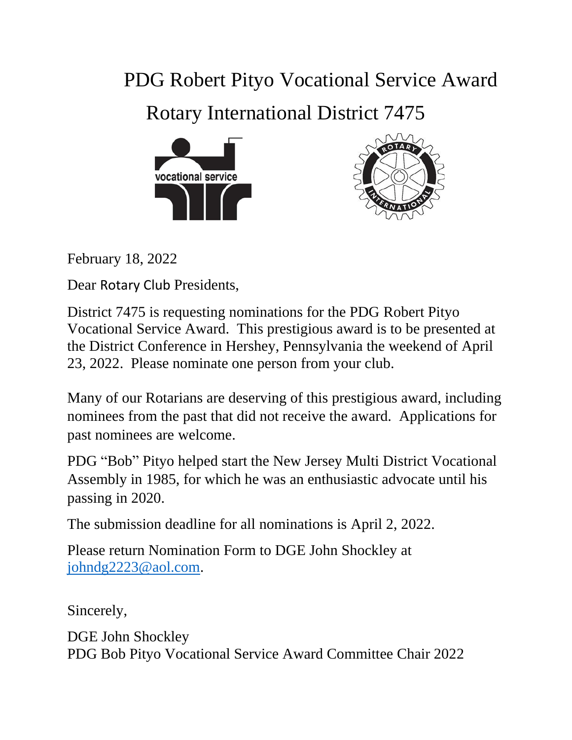# PDG Robert Pityo Vocational Service Award

## Rotary International District 7475

February 18, 2022

Dear Rotary Club Presidents,

District 7475 is requesting nominations for the PDG Robert Pityo Vocational Service Award. This prestigious award is to be presented at the District Conference in Hershey, Pennsylvania the weekend of April 23, 2022. Please nominate one person from your club.

Many of our Rotarians are deserving of this prestigious award, including nominees from the past that did not receive the award. Applications for past nominees are welcome.

PDG "Bob" Pityo helped start the New Jersey Multi District Vocational Assembly in 1985, for which he was an enthusiastic advocate until his passing in 2020.

The submission deadline for all nominations is April 2, 2022.

Please return Nomination Form to DGE John Shockley at johndg2223@aol.com.

Sincerely,

DGE John Shockley
PDG Bob Pityo Vocational Service Award Committee Chair 2022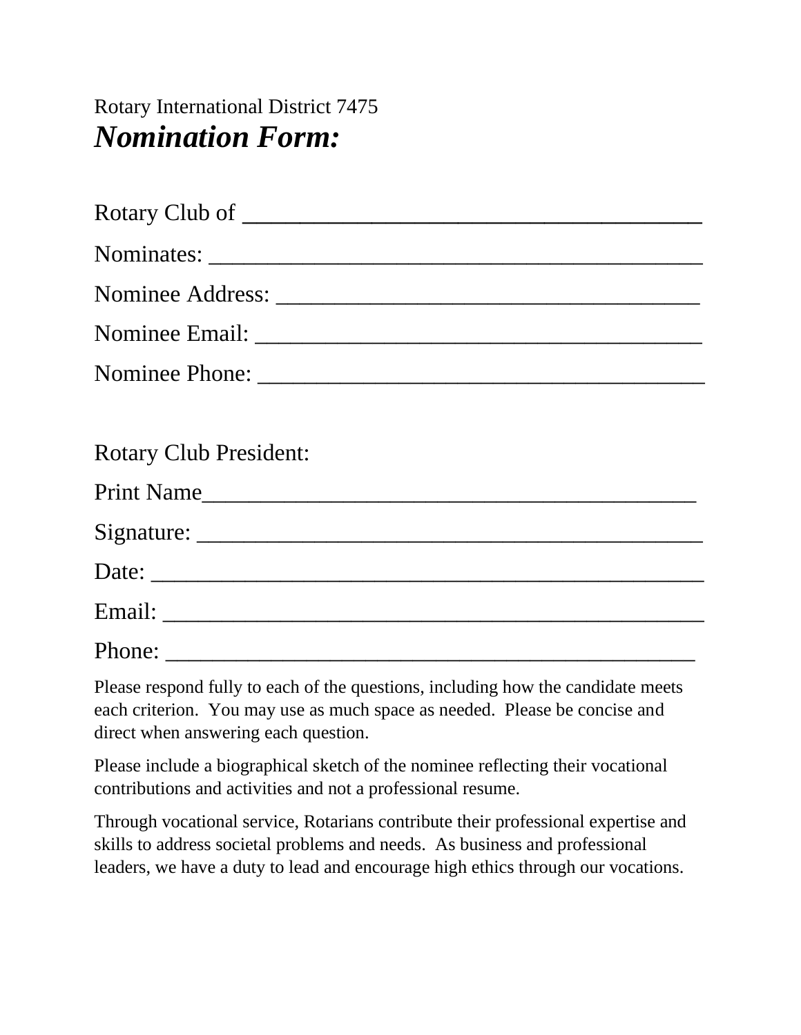Rotary International District 7475

# *Nomination Form:*

Rotary Club of ______________________________________

Nominates: __________________________________________

Nominee Address: ____________________________________

Nominee Email: ______________________________________

Nominee Phone: ______________________________________

Rotary Club President:

Print Name__________________________________________

Signature: __________________________________________

Date: ______________________________________________

Email: ______________________________________________

Phone: _____________________________________________

Please respond fully to each of the questions, including how the candidate meets each criterion. You may use as much space as needed. Please be concise and direct when answering each question.

Please include a biographical sketch of the nominee reflecting their vocational contributions and activities and not a professional resume.

Through vocational service, Rotarians contribute their professional expertise and skills to address societal problems and needs. As business and professional leaders, we have a duty to lead and encourage high ethics through our vocations.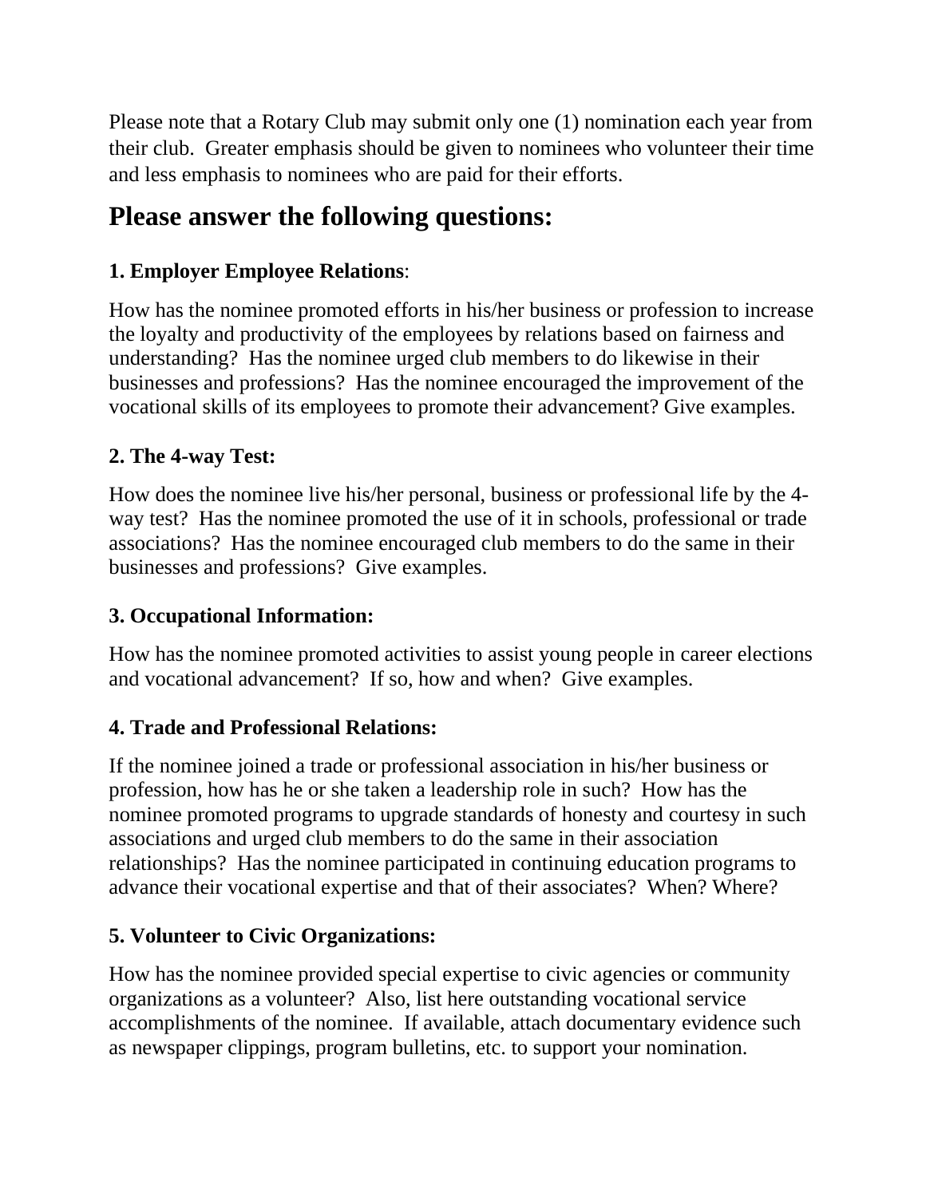Please note that a Rotary Club may submit only one (1) nomination each year from their club. Greater emphasis should be given to nominees who volunteer their time and less emphasis to nominees who are paid for their efforts.

## Please answer the following questions:

**1. Employer Employee Relations**:

How has the nominee promoted efforts in his/her business or profession to increase the loyalty and productivity of the employees by relations based on fairness and understanding? Has the nominee urged club members to do likewise in their businesses and professions? Has the nominee encouraged the improvement of the vocational skills of its employees to promote their advancement? Give examples.

**2. The 4-way Test:**

How does the nominee live his/her personal, business or professional life by the 4-way test? Has the nominee promoted the use of it in schools, professional or trade associations? Has the nominee encouraged club members to do the same in their businesses and professions? Give examples.

**3. Occupational Information:**

How has the nominee promoted activities to assist young people in career elections and vocational advancement? If so, how and when? Give examples.

**4. Trade and Professional Relations:**

If the nominee joined a trade or professional association in his/her business or profession, how has he or she taken a leadership role in such? How has the nominee promoted programs to upgrade standards of honesty and courtesy in such associations and urged club members to do the same in their association relationships? Has the nominee participated in continuing education programs to advance their vocational expertise and that of their associates? When? Where?

**5. Volunteer to Civic Organizations:**

How has the nominee provided special expertise to civic agencies or community organizations as a volunteer? Also, list here outstanding vocational service accomplishments of the nominee. If available, attach documentary evidence such as newspaper clippings, program bulletins, etc. to support your nomination.